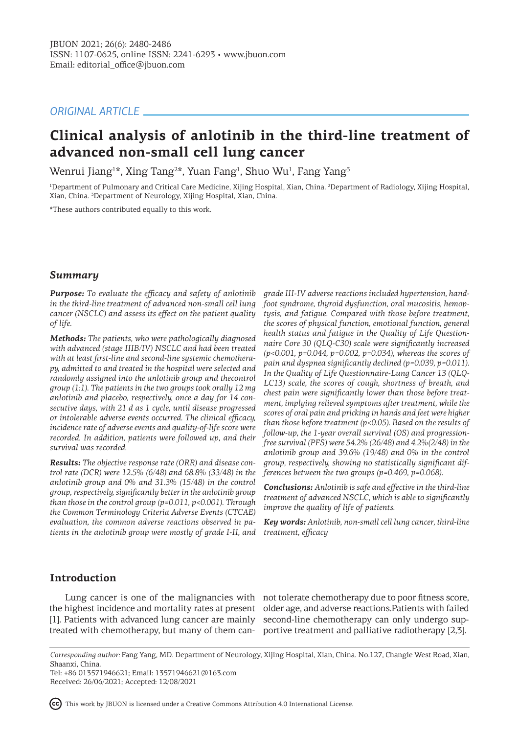ORIGINAL ARTICLE

# Clinical analysis of anlotinib in the third-line treatment of advanced non-small cell lung cancer

Wenrui Jiang[1]*, Xing Tang[2]*, Yuan Fang[1], Shuo Wu[1], Fang Yang[3]

[1]Department of Pulmonary and Critical Care Medicine, Xijing Hospital, Xian, China. [2]Department of Radiology, Xijing Hospital, Xian, China. [3]Department of Neurology, Xijing Hospital, Xian, China.

*These authors contributed equally to this work.

## Summary

***Purpose:*** *To evaluate the efficacy and safety of anlotinib in the third-line treatment of advanced non-small cell lung cancer (NSCLC) and assess its effect on the patient quality of life.*

***Methods:*** *The patients, who were pathologically diagnosed with advanced (stage IIIB/IV) NSCLC and had been treated with at least first-line and second-line systemic chemotherapy, admitted to and treated in the hospital were selected and randomly assigned into the anlotinib group and thecontrol group (1:1). The patients in the two groups took orally 12 mg anlotinib and placebo, respectively, once a day for 14 consecutive days, with 21 d as 1 cycle, until disease progressed or intolerable adverse events occurred. The clinical efficacy, incidence rate of adverse events and quality-of-life score were recorded. In addition, patients were followed up, and their survival was recorded.*

***Results:*** *The objective response rate (ORR) and disease control rate (DCR) were 12.5% (6/48) and 68.8% (33/48) in the anlotinib group and 0% and 31.3% (15/48) in the control group, respectively, significantly better in the anlotinib group than those in the control group (p=0.011, p<0.001). Through the Common Terminology Criteria Adverse Events (CTCAE) evaluation, the common adverse reactions observed in patients in the anlotinib group were mostly of grade I-II, and grade III-IV adverse reactions included hypertension, hand-foot syndrome, thyroid dysfunction, oral mucositis, hemoptysis, and fatigue. Compared with those before treatment, the scores of physical function, emotional function, general health status and fatigue in the Quality of Life Questionnaire Core 30 (QLQ-C30) scale were significantly increased (p<0.001, p=0.044, p=0.002, p=0.034), whereas the scores of pain and dyspnea significantly declined (p=0.039, p=0.011). In the Quality of Life Questionnaire-Lung Cancer 13 (QLQ-LC13) scale, the scores of cough, shortness of breath, and chest pain were significantly lower than those before treatment, implying relieved symptoms after treatment, while the scores of oral pain and pricking in hands and feet were higher than those before treatment (p<0.05). Based on the results of follow-up, the 1-year overall survival (OS) and progression-free survival (PFS) were 54.2% (26/48) and 4.2%(2/48) in the anlotinib group and 39.6% (19/48) and 0% in the control group, respectively, showing no statistically significant differences between the two groups (p=0.469, p=0.068).*

***Conclusions:*** *Anlotinib is safe and effective in the third-line treatment of advanced NSCLC, which is able to significantly improve the quality of life of patients.*

***Key words:*** *Anlotinib, non-small cell lung cancer, third-line treatment, efficacy*

## Introduction

Lung cancer is one of the malignancies with the highest incidence and mortality rates at present [1]. Patients with advanced lung cancer are mainly treated with chemotherapy, but many of them cannot tolerate chemotherapy due to poor fitness score, older age, and adverse reactions.Patients with failed second-line chemotherapy can only undergo supportive treatment and palliative radiotherapy [2,3].

*Corresponding author:* Fang Yang, MD. Department of Neurology, Xijing Hospital, Xian, China. No.127, Changle West Road, Xian, Shaanxi, China.
Tel: +86 013571946621; Email: 13571946621@163.com
Received: 26/06/2021; Accepted: 12/08/2021

This work by JBUON is licensed under a Creative Commons Attribution 4.0 International License.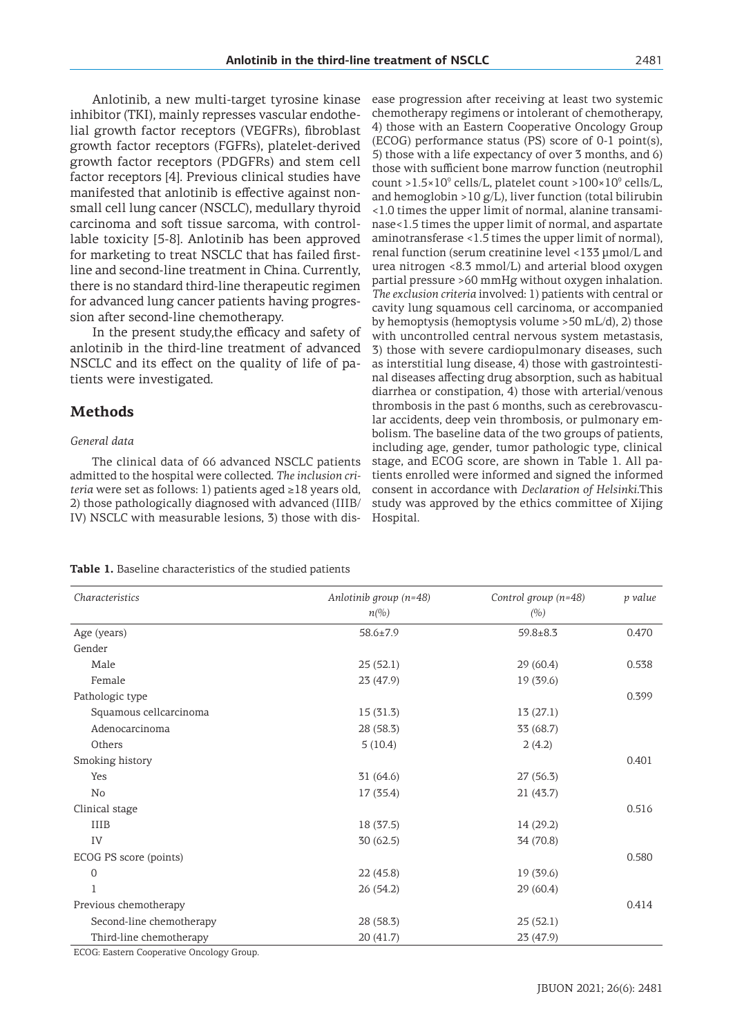Anlotinib, a new multi-target tyrosine kinase inhibitor (TKI), mainly represses vascular endothelial growth factor receptors (VEGFRs), fibroblast growth factor receptors (FGFRs), platelet-derived growth factor receptors (PDGFRs) and stem cell factor receptors [4]. Previous clinical studies have manifested that anlotinib is effective against non-small cell lung cancer (NSCLC), medullary thyroid carcinoma and soft tissue sarcoma, with controllable toxicity [5-8]. Anlotinib has been approved for marketing to treat NSCLC that has failed first-line and second-line treatment in China. Currently, there is no standard third-line therapeutic regimen for advanced lung cancer patients having progression after second-line chemotherapy.

In the present study,the efficacy and safety of anlotinib in the third-line treatment of advanced NSCLC and its effect on the quality of life of patients were investigated.

## Methods

### *General data*

The clinical data of 66 advanced NSCLC patients admitted to the hospital were collected. *The inclusion criteria* were set as follows: 1) patients aged ≥18 years old, 2) those pathologically diagnosed with advanced (IIIB/IV) NSCLC with measurable lesions, 3) those with disease progression after receiving at least two systemic chemotherapy regimens or intolerant of chemotherapy, 4) those with an Eastern Cooperative Oncology Group (ECOG) performance status (PS) score of 0-1 point(s), 5) those with a life expectancy of over 3 months, and 6) those with sufficient bone marrow function (neutrophil count $>1.5\times10^9$ cells/L, platelet count $>100\times10^9$ cells/L, and hemoglobin >10 g/L), liver function (total bilirubin <1.0 times the upper limit of normal, alanine transaminase<1.5 times the upper limit of normal, and aspartate aminotransferase <1.5 times the upper limit of normal), renal function (serum creatinine level <133 μmol/L and urea nitrogen <8.3 mmol/L) and arterial blood oxygen partial pressure >60 mmHg without oxygen inhalation. *The exclusion criteria* involved: 1) patients with central or cavity lung squamous cell carcinoma, or accompanied by hemoptysis (hemoptysis volume >50 mL/d), 2) those with uncontrolled central nervous system metastasis, 3) those with severe cardiopulmonary diseases, such as interstitial lung disease, 4) those with gastrointestinal diseases affecting drug absorption, such as habitual diarrhea or constipation, 4) those with arterial/venous thrombosis in the past 6 months, such as cerebrovascular accidents, deep vein thrombosis, or pulmonary embolism. The baseline data of the two groups of patients, including age, gender, tumor pathologic type, clinical stage, and ECOG score, are shown in Table 1. All patients enrolled were informed and signed the informed consent in accordance with *Declaration of Helsinki*.This study was approved by the ethics committee of Xijing Hospital.

**Table 1.** Baseline characteristics of the studied patients

| *Characteristics* | *Anlotinib group (n=48) n(%)* | *Control group (n=48) (%)* | *p value* |
|---|---|---|---|
| Age (years) | 58.6±7.9 | 59.8±8.3 | 0.470 |
| Gender | | | |
| Male | 25 (52.1) | 29 (60.4) | 0.538 |
| Female | 23 (47.9) | 19 (39.6) | |
| Pathologic type | | | 0.399 |
| Squamous cellcarcinoma | 15 (31.3) | 13 (27.1) | |
| Adenocarcinoma | 28 (58.3) | 33 (68.7) | |
| Others | 5 (10.4) | 2 (4.2) | |
| Smoking history | | | 0.401 |
| Yes | 31 (64.6) | 27 (56.3) | |
| No | 17 (35.4) | 21 (43.7) | |
| Clinical stage | | | 0.516 |
| IIIB | 18 (37.5) | 14 (29.2) | |
| IV | 30 (62.5) | 34 (70.8) | |
| ECOG PS score (points) | | | 0.580 |
| 0 | 22 (45.8) | 19 (39.6) | |
| 1 | 26 (54.2) | 29 (60.4) | |
| Previous chemotherapy | | | 0.414 |
| Second-line chemotherapy | 28 (58.3) | 25 (52.1) | |
| Third-line chemotherapy | 20 (41.7) | 23 (47.9) | |

ECOG: Eastern Cooperative Oncology Group.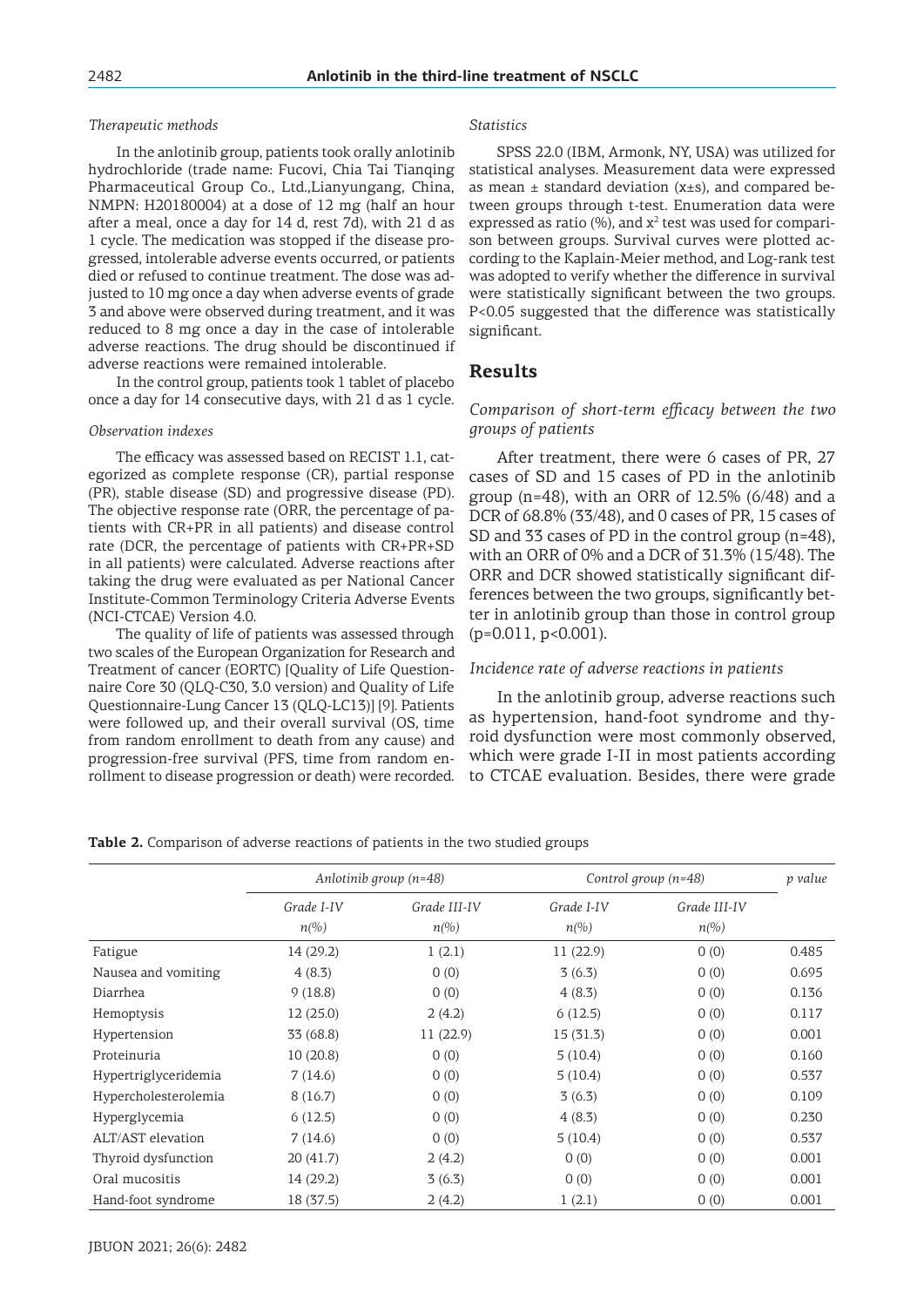#### *Therapeutic methods*

In the anlotinib group, patients took orally anlotinib hydrochloride (trade name: Fucovi, Chia Tai Tianqing Pharmaceutical Group Co., Ltd.,Lianyungang, China, NMPN: H20180004) at a dose of 12 mg (half an hour after a meal, once a day for 14 d, rest 7d), with 21 d as 1 cycle. The medication was stopped if the disease progressed, intolerable adverse events occurred, or patients died or refused to continue treatment. The dose was adjusted to 10 mg once a day when adverse events of grade 3 and above were observed during treatment, and it was reduced to 8 mg once a day in the case of intolerable adverse reactions. The drug should be discontinued if adverse reactions were remained intolerable.

In the control group, patients took 1 tablet of placebo once a day for 14 consecutive days, with 21 d as 1 cycle.

#### *Observation indexes*

The efficacy was assessed based on RECIST 1.1, categorized as complete response (CR), partial response (PR), stable disease (SD) and progressive disease (PD). The objective response rate (ORR, the percentage of patients with CR+PR in all patients) and disease control rate (DCR, the percentage of patients with CR+PR+SD in all patients) were calculated. Adverse reactions after taking the drug were evaluated as per National Cancer Institute-Common Terminology Criteria Adverse Events (NCI-CTCAE) Version 4.0.

The quality of life of patients was assessed through two scales of the European Organization for Research and Treatment of cancer (EORTC) [Quality of Life Questionnaire Core 30 (QLQ-C30, 3.0 version) and Quality of Life Questionnaire-Lung Cancer 13 (QLQ-LC13)] [9]. Patients were followed up, and their overall survival (OS, time from random enrollment to death from any cause) and progression-free survival (PFS, time from random enrollment to disease progression or death) were recorded.

#### *Statistics*

SPSS 22.0 (IBM, Armonk, NY, USA) was utilized for statistical analyses. Measurement data were expressed as mean ± standard deviation (x±s), and compared between groups through t-test. Enumeration data were expressed as ratio (%), and $x^2$ test was used for comparison between groups. Survival curves were plotted according to the Kaplain-Meier method, and Log-rank test was adopted to verify whether the difference in survival were statistically significant between the two groups. P<0.05 suggested that the difference was statistically significant.

## Results

#### *Comparison of short-term efficacy between the two groups of patients*

After treatment, there were 6 cases of PR, 27 cases of SD and 15 cases of PD in the anlotinib group (n=48), with an ORR of 12.5% (6/48) and a DCR of 68.8% (33/48), and 0 cases of PR, 15 cases of SD and 33 cases of PD in the control group (n=48), with an ORR of 0% and a DCR of 31.3% (15/48). The ORR and DCR showed statistically significant differences between the two groups, significantly better in anlotinib group than those in control group (p=0.011, p<0.001).

#### *Incidence rate of adverse reactions in patients*

In the anlotinib group, adverse reactions such as hypertension, hand-foot syndrome and thyroid dysfunction were most commonly observed, which were grade I-II in most patients according to CTCAE evaluation. Besides, there were grade

**Table 2.** Comparison of adverse reactions of patients in the two studied groups

| | *Anlotinib group (n=48)* | | *Control group (n=48)* | | *p value* |
|---|---|---|---|---|---|
| | *Grade I-IV n(%)* | *Grade III-IV n(%)* | *Grade I-IV n(%)* | *Grade III-IV n(%)* | |
| Fatigue | 14 (29.2) | 1 (2.1) | 11 (22.9) | 0 (0) | 0.485 |
| Nausea and vomiting | 4 (8.3) | 0 (0) | 3 (6.3) | 0 (0) | 0.695 |
| Diarrhea | 9 (18.8) | 0 (0) | 4 (8.3) | 0 (0) | 0.136 |
| Hemoptysis | 12 (25.0) | 2 (4.2) | 6 (12.5) | 0 (0) | 0.117 |
| Hypertension | 33 (68.8) | 11 (22.9) | 15 (31.3) | 0 (0) | 0.001 |
| Proteinuria | 10 (20.8) | 0 (0) | 5 (10.4) | 0 (0) | 0.160 |
| Hypertriglyceridemia | 7 (14.6) | 0 (0) | 5 (10.4) | 0 (0) | 0.537 |
| Hypercholesterolemia | 8 (16.7) | 0 (0) | 3 (6.3) | 0 (0) | 0.109 |
| Hyperglycemia | 6 (12.5) | 0 (0) | 4 (8.3) | 0 (0) | 0.230 |
| ALT/AST elevation | 7 (14.6) | 0 (0) | 5 (10.4) | 0 (0) | 0.537 |
| Thyroid dysfunction | 20 (41.7) | 2 (4.2) | 0 (0) | 0 (0) | 0.001 |
| Oral mucositis | 14 (29.2) | 3 (6.3) | 0 (0) | 0 (0) | 0.001 |
| Hand-foot syndrome | 18 (37.5) | 2 (4.2) | 1 (2.1) | 0 (0) | 0.001 |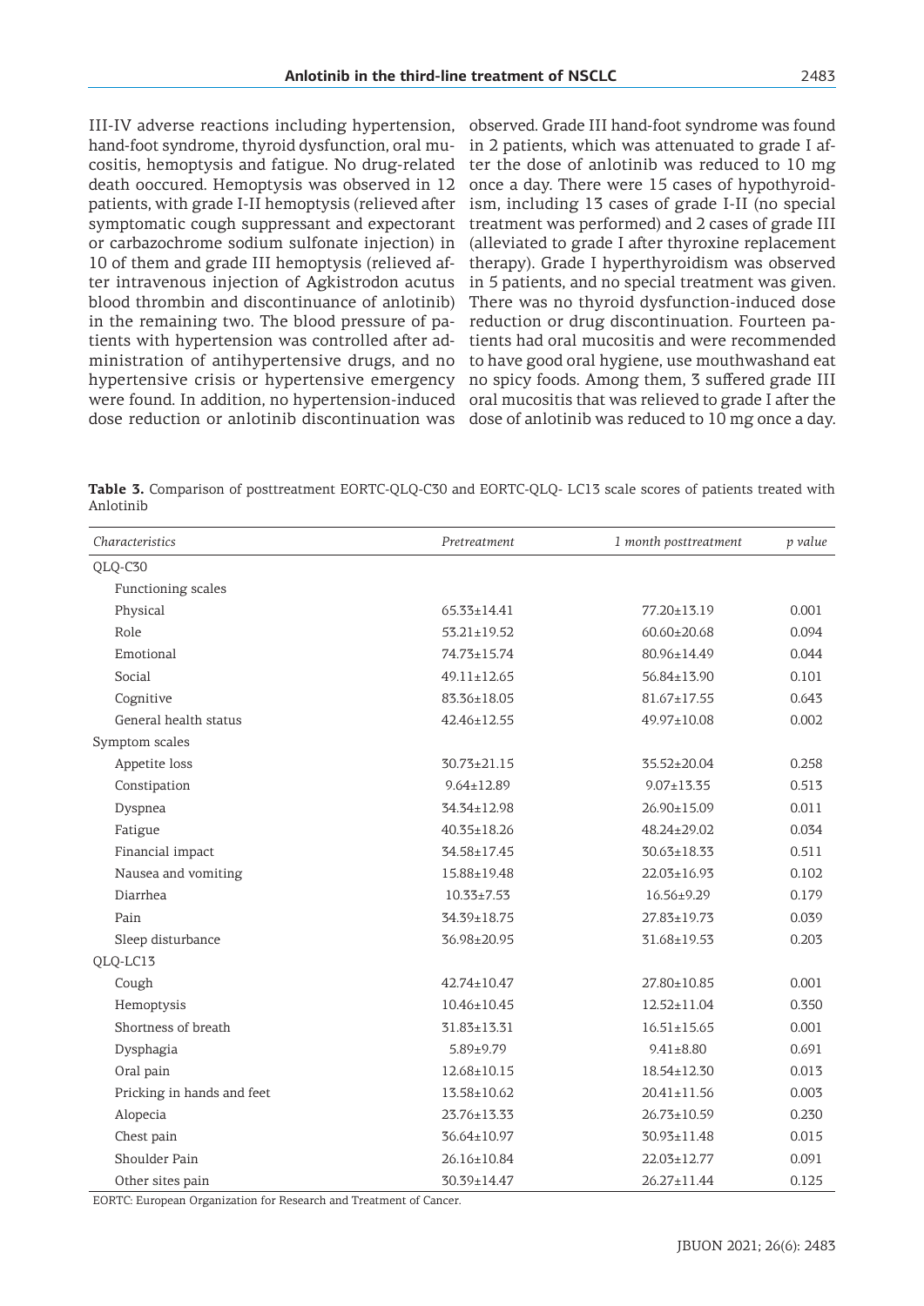III-IV adverse reactions including hypertension, hand-foot syndrome, thyroid dysfunction, oral mucositis, hemoptysis and fatigue. No drug-related death ooccured. Hemoptysis was observed in 12 patients, with grade I-II hemoptysis (relieved after symptomatic cough suppressant and expectorant or carbazochrome sodium sulfonate injection) in 10 of them and grade III hemoptysis (relieved after intravenous injection of Agkistrodon acutus blood thrombin and discontinuance of anlotinib) in the remaining two. The blood pressure of patients with hypertension was controlled after administration of antihypertensive drugs, and no hypertensive crisis or hypertensive emergency were found. In addition, no hypertension-induced dose reduction or anlotinib discontinuation was observed. Grade III hand-foot syndrome was found in 2 patients, which was attenuated to grade I after the dose of anlotinib was reduced to 10 mg once a day. There were 15 cases of hypothyroidism, including 13 cases of grade I-II (no special treatment was performed) and 2 cases of grade III (alleviated to grade I after thyroxine replacement therapy). Grade I hyperthyroidism was observed in 5 patients, and no special treatment was given. There was no thyroid dysfunction-induced dose reduction or drug discontinuation. Fourteen patients had oral mucositis and were recommended to have good oral hygiene, use mouthwashand eat no spicy foods. Among them, 3 suffered grade III oral mucositis that was relieved to grade I after the dose of anlotinib was reduced to 10 mg once a day.

**Table 3.** Comparison of posttreatment EORTC-QLQ-C30 and EORTC-QLQ- LC13 scale scores of patients treated with Anlotinib

| *Characteristics* | *Pretreatment* | *1 month posttreatment* | *p value* |
|---|---|---|---|
| QLQ-C30 | | | |
| Functioning scales | | | |
| Physical | 65.33±14.41 | 77.20±13.19 | 0.001 |
| Role | 53.21±19.52 | 60.60±20.68 | 0.094 |
| Emotional | 74.73±15.74 | 80.96±14.49 | 0.044 |
| Social | 49.11±12.65 | 56.84±13.90 | 0.101 |
| Cognitive | 83.36±18.05 | 81.67±17.55 | 0.643 |
| General health status | 42.46±12.55 | 49.97±10.08 | 0.002 |
| Symptom scales | | | |
| Appetite loss | 30.73±21.15 | 35.52±20.04 | 0.258 |
| Constipation | 9.64±12.89 | 9.07±13.35 | 0.513 |
| Dyspnea | 34.34±12.98 | 26.90±15.09 | 0.011 |
| Fatigue | 40.35±18.26 | 48.24±29.02 | 0.034 |
| Financial impact | 34.58±17.45 | 30.63±18.33 | 0.511 |
| Nausea and vomiting | 15.88±19.48 | 22.03±16.93 | 0.102 |
| Diarrhea | 10.33±7.53 | 16.56±9.29 | 0.179 |
| Pain | 34.39±18.75 | 27.83±19.73 | 0.039 |
| Sleep disturbance | 36.98±20.95 | 31.68±19.53 | 0.203 |
| QLQ-LC13 | | | |
| Cough | 42.74±10.47 | 27.80±10.85 | 0.001 |
| Hemoptysis | 10.46±10.45 | 12.52±11.04 | 0.350 |
| Shortness of breath | 31.83±13.31 | 16.51±15.65 | 0.001 |
| Dysphagia | 5.89±9.79 | 9.41±8.80 | 0.691 |
| Oral pain | 12.68±10.15 | 18.54±12.30 | 0.013 |
| Pricking in hands and feet | 13.58±10.62 | 20.41±11.56 | 0.003 |
| Alopecia | 23.76±13.33 | 26.73±10.59 | 0.230 |
| Chest pain | 36.64±10.97 | 30.93±11.48 | 0.015 |
| Shoulder Pain | 26.16±10.84 | 22.03±12.77 | 0.091 |
| Other sites pain | 30.39±14.47 | 26.27±11.44 | 0.125 |

EORTC: European Organization for Research and Treatment of Cancer.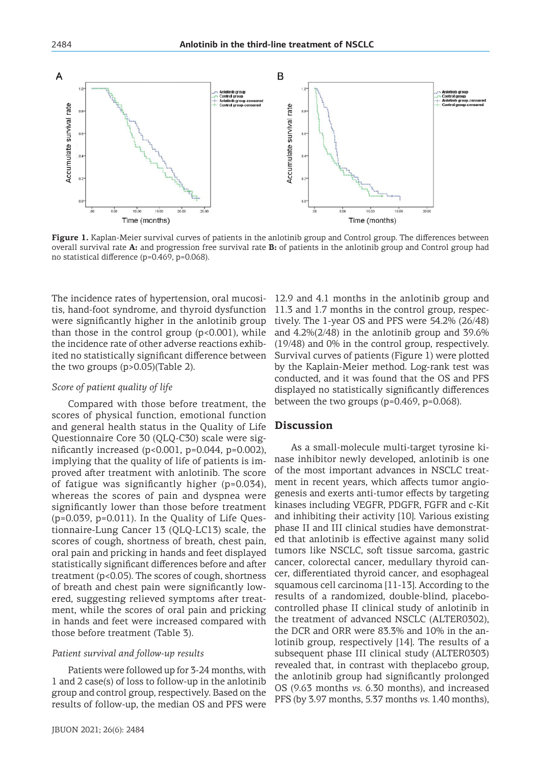**Figure 1.** Kaplan-Meier survival curves of patients in the anlotinib group and Control group. The differences between overall survival rate **A:** and progression free survival rate **B:** of patients in the anlotinib group and Control group had no statistical difference (p=0.469, p=0.068).

The incidence rates of hypertension, oral mucositis, hand-foot syndrome, and thyroid dysfunction were significantly higher in the anlotinib group than those in the control group (p<0.001), while the incidence rate of other adverse reactions exhibited no statistically significant difference between the two groups (p>0.05)(Table 2).

### *Score of patient quality of life*

Compared with those before treatment, the scores of physical function, emotional function and general health status in the Quality of Life Questionnaire Core 30 (QLQ-C30) scale were significantly increased (p<0.001, p=0.044, p=0.002), implying that the quality of life of patients is improved after treatment with anlotinib. The score of fatigue was significantly higher (p=0.034), whereas the scores of pain and dyspnea were significantly lower than those before treatment (p=0.039, p=0.011). In the Quality of Life Questionnaire-Lung Cancer 13 (QLQ-LC13) scale, the scores of cough, shortness of breath, chest pain, oral pain and pricking in hands and feet displayed statistically significant differences before and after treatment (p<0.05). The scores of cough, shortness of breath and chest pain were significantly lowered, suggesting relieved symptoms after treatment, while the scores of oral pain and pricking in hands and feet were increased compared with those before treatment (Table 3).

### *Patient survival and follow-up results*

Patients were followed up for 3-24 months, with 1 and 2 case(s) of loss to follow-up in the anlotinib group and control group, respectively. Based on the results of follow-up, the median OS and PFS were 12.9 and 4.1 months in the anlotinib group and 11.3 and 1.7 months in the control group, respectively. The 1-year OS and PFS were 54.2% (26/48) and 4.2%(2/48) in the anlotinib group and 39.6% (19/48) and 0% in the control group, respectively. Survival curves of patients (Figure 1) were plotted by the Kaplain-Meier method. Log-rank test was conducted, and it was found that the OS and PFS displayed no statistically significant differences between the two groups (p=0.469, p=0.068).

## Discussion

As a small-molecule multi-target tyrosine kinase inhibitor newly developed, anlotinib is one of the most important advances in NSCLC treatment in recent years, which affects tumor angiogenesis and exerts anti-tumor effects by targeting kinases including VEGFR, PDGFR, FGFR and c-Kit and inhibiting their activity [10]. Various existing phase II and III clinical studies have demonstrated that anlotinib is effective against many solid tumors like NSCLC, soft tissue sarcoma, gastric cancer, colorectal cancer, medullary thyroid cancer, differentiated thyroid cancer, and esophageal squamous cell carcinoma [11-13]. According to the results of a randomized, double-blind, placebo-controlled phase II clinical study of anlotinib in the treatment of advanced NSCLC (ALTER0302), the DCR and ORR were 83.3% and 10% in the anlotinib group, respectively [14]. The results of a subsequent phase III clinical study (ALTER0303) revealed that, in contrast with theplacebo group, the anlotinib group had significantly prolonged OS (9.63 months *vs.* 6.30 months), and increased PFS (by 3.97 months, 5.37 months *vs.* 1.40 months),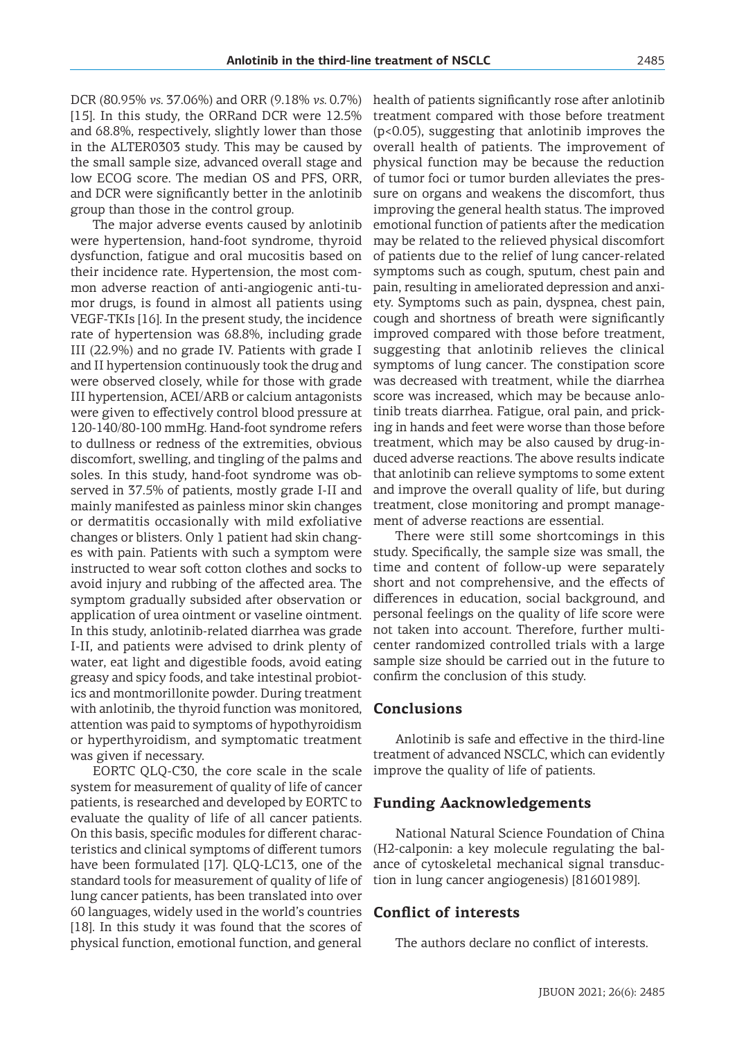DCR (80.95% *vs.* 37.06%) and ORR (9.18% *vs.* 0.7%) [15]. In this study, the ORRand DCR were 12.5% and 68.8%, respectively, slightly lower than those in the ALTER0303 study. This may be caused by the small sample size, advanced overall stage and low ECOG score. The median OS and PFS, ORR, and DCR were significantly better in the anlotinib group than those in the control group.

The major adverse events caused by anlotinib were hypertension, hand-foot syndrome, thyroid dysfunction, fatigue and oral mucositis based on their incidence rate. Hypertension, the most common adverse reaction of anti-angiogenic anti-tumor drugs, is found in almost all patients using VEGF-TKIs [16]. In the present study, the incidence rate of hypertension was 68.8%, including grade III (22.9%) and no grade IV. Patients with grade I and II hypertension continuously took the drug and were observed closely, while for those with grade III hypertension, ACEI/ARB or calcium antagonists were given to effectively control blood pressure at 120-140/80-100 mmHg. Hand-foot syndrome refers to dullness or redness of the extremities, obvious discomfort, swelling, and tingling of the palms and soles. In this study, hand-foot syndrome was observed in 37.5% of patients, mostly grade I-II and mainly manifested as painless minor skin changes or dermatitis occasionally with mild exfoliative changes or blisters. Only 1 patient had skin changes with pain. Patients with such a symptom were instructed to wear soft cotton clothes and socks to avoid injury and rubbing of the affected area. The symptom gradually subsided after observation or application of urea ointment or vaseline ointment. In this study, anlotinib-related diarrhea was grade I-II, and patients were advised to drink plenty of water, eat light and digestible foods, avoid eating greasy and spicy foods, and take intestinal probiotics and montmorillonite powder. During treatment with anlotinib, the thyroid function was monitored, attention was paid to symptoms of hypothyroidism or hyperthyroidism, and symptomatic treatment was given if necessary.

EORTC QLQ-C30, the core scale in the scale system for measurement of quality of life of cancer patients, is researched and developed by EORTC to evaluate the quality of life of all cancer patients. On this basis, specific modules for different characteristics and clinical symptoms of different tumors have been formulated [17]. QLQ-LC13, one of the standard tools for measurement of quality of life of lung cancer patients, has been translated into over 60 languages, widely used in the world's countries [18]. In this study it was found that the scores of physical function, emotional function, and general health of patients significantly rose after anlotinib treatment compared with those before treatment ($p<0.05$), suggesting that anlotinib improves the overall health of patients. The improvement of physical function may be because the reduction of tumor foci or tumor burden alleviates the pressure on organs and weakens the discomfort, thus improving the general health status. The improved emotional function of patients after the medication may be related to the relieved physical discomfort of patients due to the relief of lung cancer-related symptoms such as cough, sputum, chest pain and pain, resulting in ameliorated depression and anxiety. Symptoms such as pain, dyspnea, chest pain, cough and shortness of breath were significantly improved compared with those before treatment, suggesting that anlotinib relieves the clinical symptoms of lung cancer. The constipation score was decreased with treatment, while the diarrhea score was increased, which may be because anlotinib treats diarrhea. Fatigue, oral pain, and pricking in hands and feet were worse than those before treatment, which may be also caused by drug-induced adverse reactions. The above results indicate that anlotinib can relieve symptoms to some extent and improve the overall quality of life, but during treatment, close monitoring and prompt management of adverse reactions are essential.

There were still some shortcomings in this study. Specifically, the sample size was small, the time and content of follow-up were separately short and not comprehensive, and the effects of differences in education, social background, and personal feelings on the quality of life score were not taken into account. Therefore, further multicenter randomized controlled trials with a large sample size should be carried out in the future to confirm the conclusion of this study.

## Conclusions

Anlotinib is safe and effective in the third-line treatment of advanced NSCLC, which can evidently improve the quality of life of patients.

## Funding Aacknowledgements

National Natural Science Foundation of China (H2-calponin: a key molecule regulating the balance of cytoskeletal mechanical signal transduction in lung cancer angiogenesis) [81601989].

## Conflict of interests

The authors declare no conflict of interests.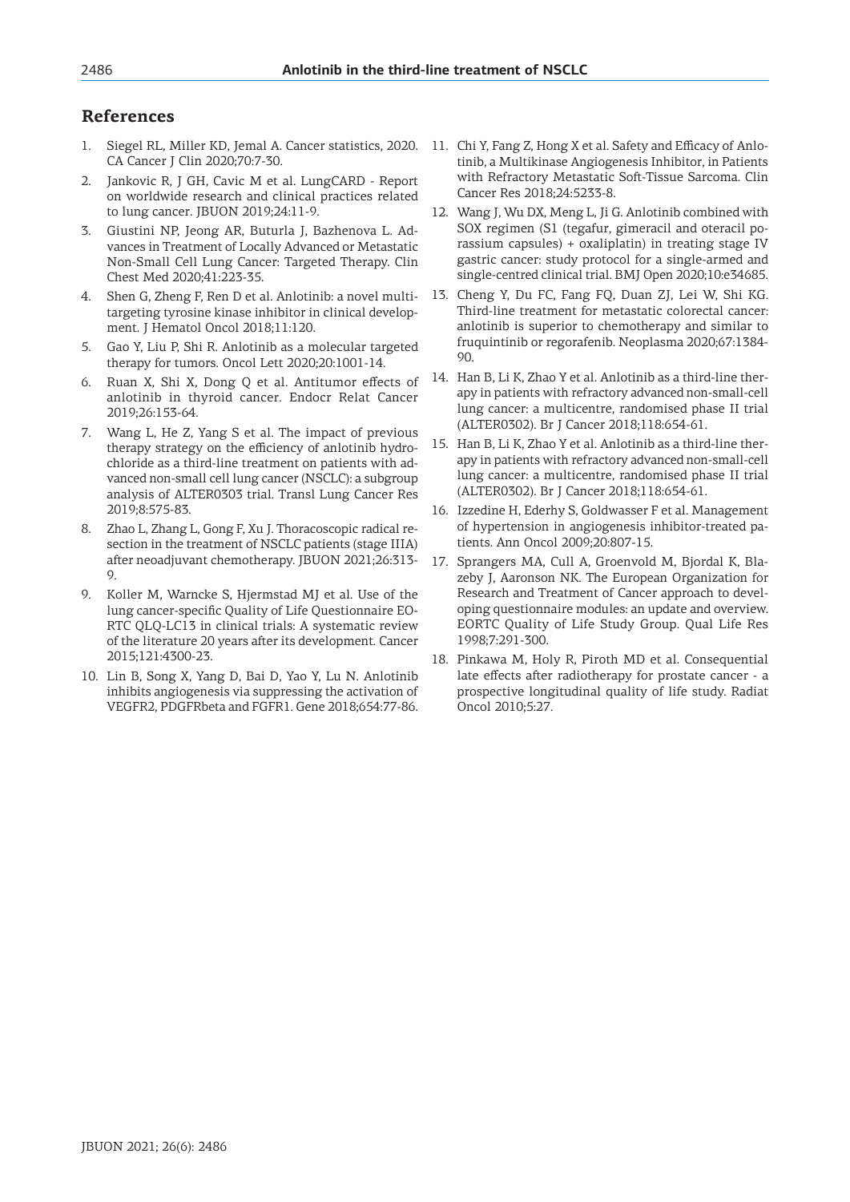## References

1. Siegel RL, Miller KD, Jemal A. Cancer statistics, 2020. CA Cancer J Clin 2020;70:7-30.
2. Jankovic R, J GH, Cavic M et al. LungCARD - Report on worldwide research and clinical practices related to lung cancer. JBUON 2019;24:11-9.
3. Giustini NP, Jeong AR, Buturla J, Bazhenova L. Advances in Treatment of Locally Advanced or Metastatic Non-Small Cell Lung Cancer: Targeted Therapy. Clin Chest Med 2020;41:223-35.
4. Shen G, Zheng F, Ren D et al. Anlotinib: a novel multi-targeting tyrosine kinase inhibitor in clinical development. J Hematol Oncol 2018;11:120.
5. Gao Y, Liu P, Shi R. Anlotinib as a molecular targeted therapy for tumors. Oncol Lett 2020;20:1001-14.
6. Ruan X, Shi X, Dong Q et al. Antitumor effects of anlotinib in thyroid cancer. Endocr Relat Cancer 2019;26:153-64.
7. Wang L, He Z, Yang S et al. The impact of previous therapy strategy on the efficiency of anlotinib hydrochloride as a third-line treatment on patients with advanced non-small cell lung cancer (NSCLC): a subgroup analysis of ALTER0303 trial. Transl Lung Cancer Res 2019;8:575-83.
8. Zhao L, Zhang L, Gong F, Xu J. Thoracoscopic radical resection in the treatment of NSCLC patients (stage IIIA) after neoadjuvant chemotherapy. JBUON 2021;26:313-9.
9. Koller M, Warncke S, Hjermstad MJ et al. Use of the lung cancer-specific Quality of Life Questionnaire EORTC QLQ-LC13 in clinical trials: A systematic review of the literature 20 years after its development. Cancer 2015;121:4300-23.
10. Lin B, Song X, Yang D, Bai D, Yao Y, Lu N. Anlotinib inhibits angiogenesis via suppressing the activation of VEGFR2, PDGFRbeta and FGFR1. Gene 2018;654:77-86.
11. Chi Y, Fang Z, Hong X et al. Safety and Efficacy of Anlotinib, a Multikinase Angiogenesis Inhibitor, in Patients with Refractory Metastatic Soft-Tissue Sarcoma. Clin Cancer Res 2018;24:5233-8.
12. Wang J, Wu DX, Meng L, Ji G. Anlotinib combined with SOX regimen (S1 (tegafur, gimeracil and oteracil porassium capsules) + oxaliplatin) in treating stage IV gastric cancer: study protocol for a single-armed and single-centred clinical trial. BMJ Open 2020;10:e34685.
13. Cheng Y, Du FC, Fang FQ, Duan ZJ, Lei W, Shi KG. Third-line treatment for metastatic colorectal cancer: anlotinib is superior to chemotherapy and similar to fruquintinib or regorafenib. Neoplasma 2020;67:1384-90.
14. Han B, Li K, Zhao Y et al. Anlotinib as a third-line therapy in patients with refractory advanced non-small-cell lung cancer: a multicentre, randomised phase II trial (ALTER0302). Br J Cancer 2018;118:654-61.
15. Han B, Li K, Zhao Y et al. Anlotinib as a third-line therapy in patients with refractory advanced non-small-cell lung cancer: a multicentre, randomised phase II trial (ALTER0302). Br J Cancer 2018;118:654-61.
16. Izzedine H, Ederhy S, Goldwasser F et al. Management of hypertension in angiogenesis inhibitor-treated patients. Ann Oncol 2009;20:807-15.
17. Sprangers MA, Cull A, Groenvold M, Bjordal K, Blazeby J, Aaronson NK. The European Organization for Research and Treatment of Cancer approach to developing questionnaire modules: an update and overview. EORTC Quality of Life Study Group. Qual Life Res 1998;7:291-300.
18. Pinkawa M, Holy R, Piroth MD et al. Consequential late effects after radiotherapy for prostate cancer - a prospective longitudinal quality of life study. Radiat Oncol 2010;5:27.